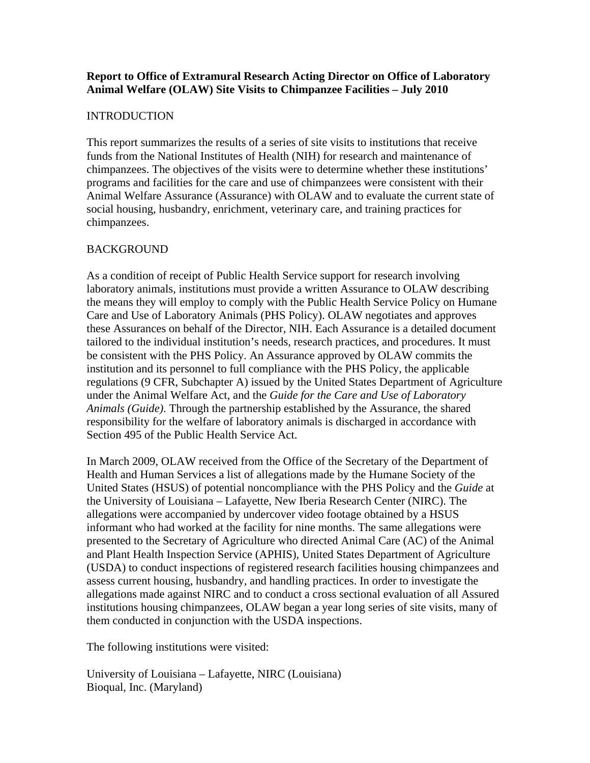**Report to Office of Extramural Research Acting Director on Office of Laboratory Animal Welfare (OLAW) Site Visits to Chimpanzee Facilities – July 2010**

INTRODUCTION

This report summarizes the results of a series of site visits to institutions that receive funds from the National Institutes of Health (NIH) for research and maintenance of chimpanzees. The objectives of the visits were to determine whether these institutions' programs and facilities for the care and use of chimpanzees were consistent with their Animal Welfare Assurance (Assurance) with OLAW and to evaluate the current state of social housing, husbandry, enrichment, veterinary care, and training practices for chimpanzees.

BACKGROUND

As a condition of receipt of Public Health Service support for research involving laboratory animals, institutions must provide a written Assurance to OLAW describing the means they will employ to comply with the Public Health Service Policy on Humane Care and Use of Laboratory Animals (PHS Policy). OLAW negotiates and approves these Assurances on behalf of the Director, NIH. Each Assurance is a detailed document tailored to the individual institution's needs, research practices, and procedures. It must be consistent with the PHS Policy. An Assurance approved by OLAW commits the institution and its personnel to full compliance with the PHS Policy, the applicable regulations (9 CFR, Subchapter A) issued by the United States Department of Agriculture under the Animal Welfare Act, and the *Guide for the Care and Use of Laboratory Animals (Guide).* Through the partnership established by the Assurance, the shared responsibility for the welfare of laboratory animals is discharged in accordance with Section 495 of the Public Health Service Act.

In March 2009, OLAW received from the Office of the Secretary of the Department of Health and Human Services a list of allegations made by the Humane Society of the United States (HSUS) of potential noncompliance with the PHS Policy and the *Guide* at the University of Louisiana – Lafayette, New Iberia Research Center (NIRC). The allegations were accompanied by undercover video footage obtained by a HSUS informant who had worked at the facility for nine months. The same allegations were presented to the Secretary of Agriculture who directed Animal Care (AC) of the Animal and Plant Health Inspection Service (APHIS), United States Department of Agriculture (USDA) to conduct inspections of registered research facilities housing chimpanzees and assess current housing, husbandry, and handling practices. In order to investigate the allegations made against NIRC and to conduct a cross sectional evaluation of all Assured institutions housing chimpanzees, OLAW began a year long series of site visits, many of them conducted in conjunction with the USDA inspections.

The following institutions were visited:

University of Louisiana – Lafayette, NIRC (Louisiana)
Bioqual, Inc. (Maryland)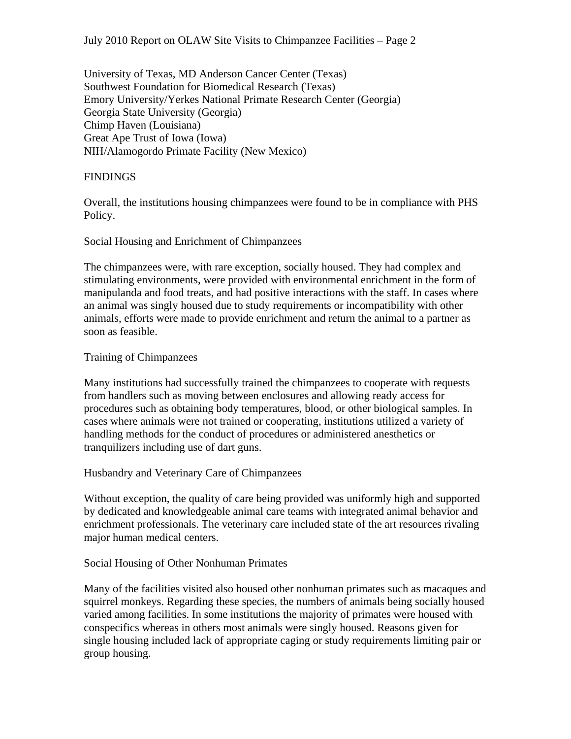University of Texas, MD Anderson Cancer Center (Texas)
Southwest Foundation for Biomedical Research (Texas)
Emory University/Yerkes National Primate Research Center (Georgia)
Georgia State University (Georgia)
Chimp Haven (Louisiana)
Great Ape Trust of Iowa (Iowa)
NIH/Alamogordo Primate Facility (New Mexico)

## FINDINGS

Overall, the institutions housing chimpanzees were found to be in compliance with PHS Policy.

### Social Housing and Enrichment of Chimpanzees

The chimpanzees were, with rare exception, socially housed. They had complex and stimulating environments, were provided with environmental enrichment in the form of manipulanda and food treats, and had positive interactions with the staff. In cases where an animal was singly housed due to study requirements or incompatibility with other animals, efforts were made to provide enrichment and return the animal to a partner as soon as feasible.

### Training of Chimpanzees

Many institutions had successfully trained the chimpanzees to cooperate with requests from handlers such as moving between enclosures and allowing ready access for procedures such as obtaining body temperatures, blood, or other biological samples. In cases where animals were not trained or cooperating, institutions utilized a variety of handling methods for the conduct of procedures or administered anesthetics or tranquilizers including use of dart guns.

### Husbandry and Veterinary Care of Chimpanzees

Without exception, the quality of care being provided was uniformly high and supported by dedicated and knowledgeable animal care teams with integrated animal behavior and enrichment professionals. The veterinary care included state of the art resources rivaling major human medical centers.

### Social Housing of Other Nonhuman Primates

Many of the facilities visited also housed other nonhuman primates such as macaques and squirrel monkeys. Regarding these species, the numbers of animals being socially housed varied among facilities. In some institutions the majority of primates were housed with conspecifics whereas in others most animals were singly housed. Reasons given for single housing included lack of appropriate caging or study requirements limiting pair or group housing.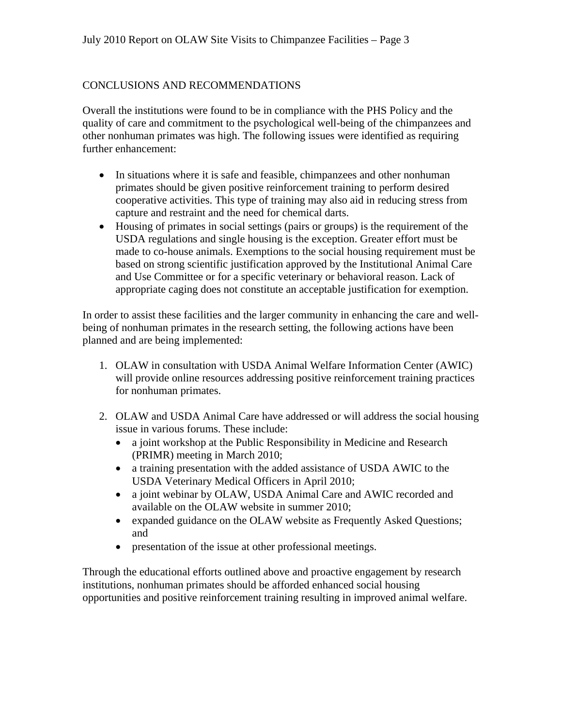## CONCLUSIONS AND RECOMMENDATIONS

Overall the institutions were found to be in compliance with the PHS Policy and the quality of care and commitment to the psychological well-being of the chimpanzees and other nonhuman primates was high. The following issues were identified as requiring further enhancement:

- In situations where it is safe and feasible, chimpanzees and other nonhuman primates should be given positive reinforcement training to perform desired cooperative activities. This type of training may also aid in reducing stress from capture and restraint and the need for chemical darts.
- Housing of primates in social settings (pairs or groups) is the requirement of the USDA regulations and single housing is the exception. Greater effort must be made to co-house animals. Exemptions to the social housing requirement must be based on strong scientific justification approved by the Institutional Animal Care and Use Committee or for a specific veterinary or behavioral reason. Lack of appropriate caging does not constitute an acceptable justification for exemption.

In order to assist these facilities and the larger community in enhancing the care and well-being of nonhuman primates in the research setting, the following actions have been planned and are being implemented:

1. OLAW in consultation with USDA Animal Welfare Information Center (AWIC) will provide online resources addressing positive reinforcement training practices for nonhuman primates.

2. OLAW and USDA Animal Care have addressed or will address the social housing issue in various forums. These include:
   - a joint workshop at the Public Responsibility in Medicine and Research (PRIMR) meeting in March 2010;
   - a training presentation with the added assistance of USDA AWIC to the USDA Veterinary Medical Officers in April 2010;
   - a joint webinar by OLAW, USDA Animal Care and AWIC recorded and available on the OLAW website in summer 2010;
   - expanded guidance on the OLAW website as Frequently Asked Questions; and
   - presentation of the issue at other professional meetings.

Through the educational efforts outlined above and proactive engagement by research institutions, nonhuman primates should be afforded enhanced social housing opportunities and positive reinforcement training resulting in improved animal welfare.